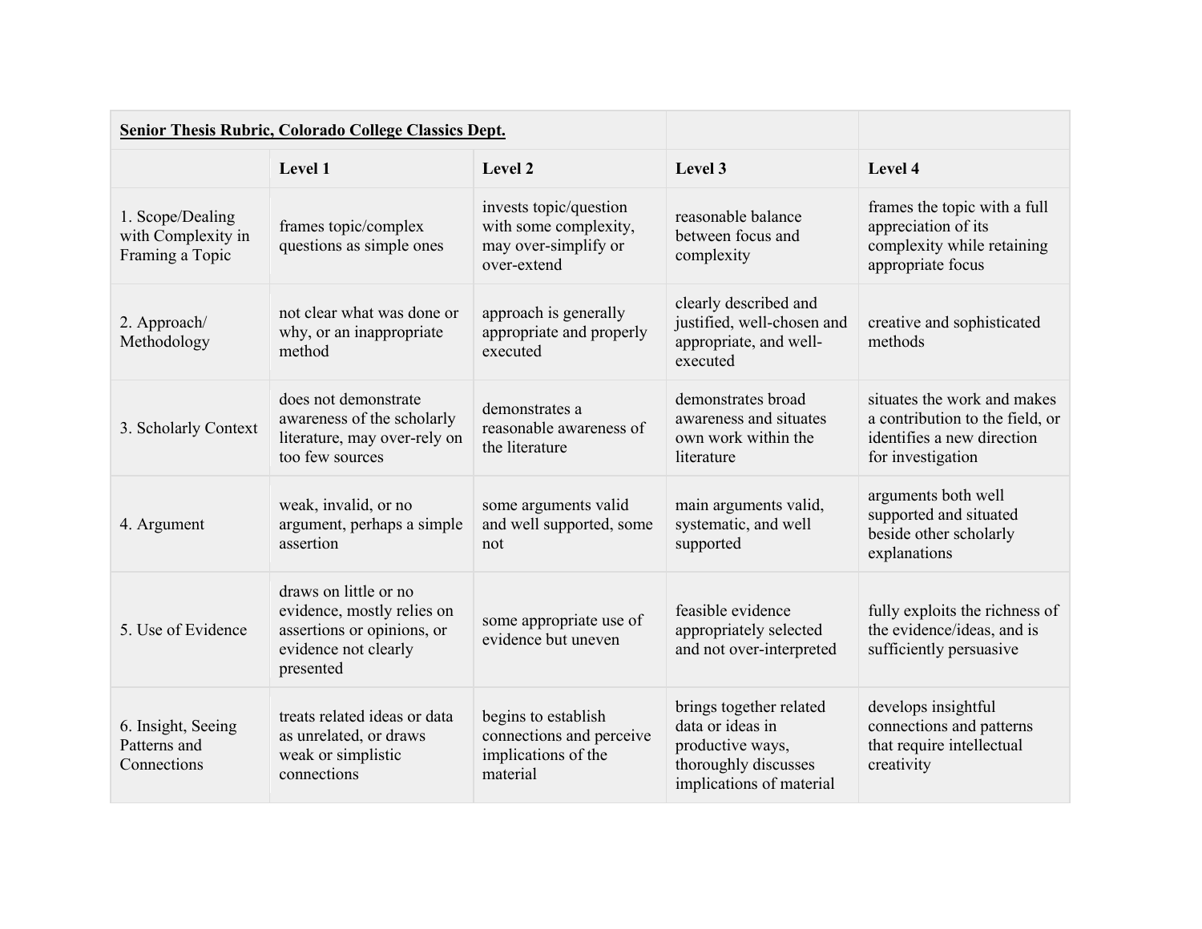**Senior Thesis Rubric, Colorado College Classics Dept.**

| | Level 1 | Level 2 | Level 3 | Level 4 |
|---|---|---|---|---|
| 1. Scope/Dealing with Complexity in Framing a Topic | frames topic/complex questions as simple ones | invests topic/question with some complexity, may over-simplify or over-extend | reasonable balance between focus and complexity | frames the topic with a full appreciation of its complexity while retaining appropriate focus |
| 2. Approach/ Methodology | not clear what was done or why, or an inappropriate method | approach is generally appropriate and properly executed | clearly described and justified, well-chosen and appropriate, and well-executed | creative and sophisticated methods |
| 3. Scholarly Context | does not demonstrate awareness of the scholarly literature, may over-rely on too few sources | demonstrates a reasonable awareness of the literature | demonstrates broad awareness and situates own work within the literature | situates the work and makes a contribution to the field, or identifies a new direction for investigation |
| 4. Argument | weak, invalid, or no argument, perhaps a simple assertion | some arguments valid and well supported, some not | main arguments valid, systematic, and well supported | arguments both well supported and situated beside other scholarly explanations |
| 5. Use of Evidence | draws on little or no evidence, mostly relies on assertions or opinions, or evidence not clearly presented | some appropriate use of evidence but uneven | feasible evidence appropriately selected and not over-interpreted | fully exploits the richness of the evidence/ideas, and is sufficiently persuasive |
| 6. Insight, Seeing Patterns and Connections | treats related ideas or data as unrelated, or draws weak or simplistic connections | begins to establish connections and perceive implications of the material | brings together related data or ideas in productive ways, thoroughly discusses implications of material | develops insightful connections and patterns that require intellectual creativity |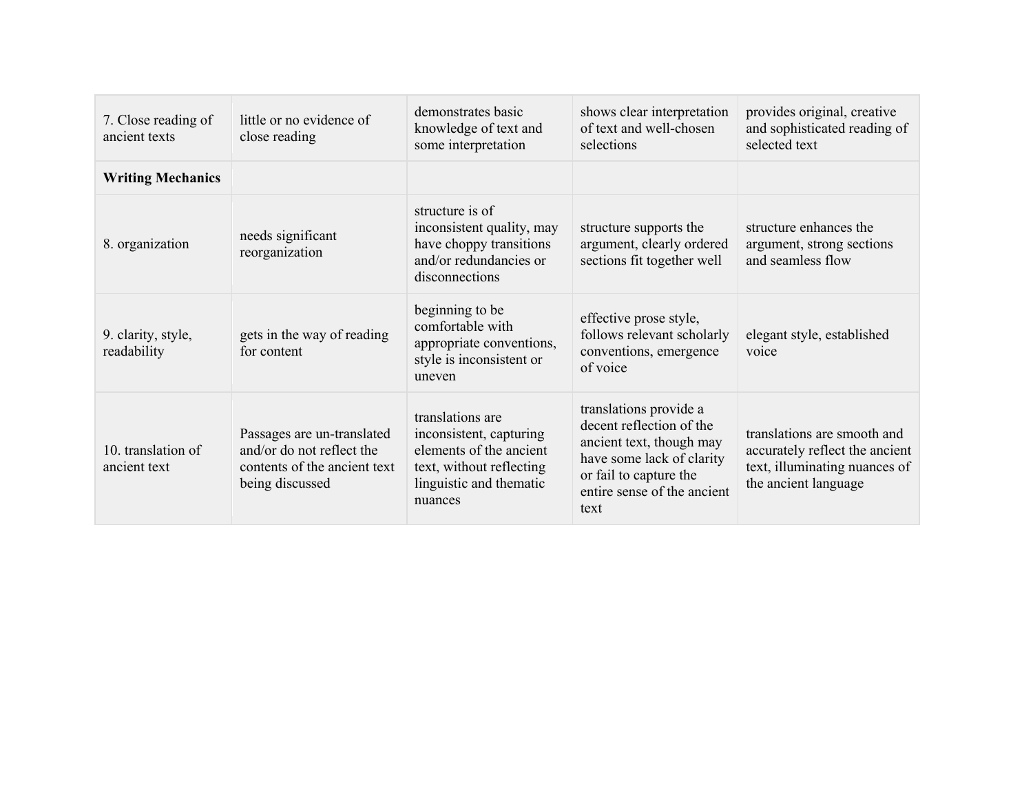| | | | | |
|---|---|---|---|---|
| 7. Close reading of ancient texts | little or no evidence of close reading | demonstrates basic knowledge of text and some interpretation | shows clear interpretation of text and well-chosen selections | provides original, creative and sophisticated reading of selected text |
| **Writing Mechanics** | | | | |
| 8. organization | needs significant reorganization | structure is of inconsistent quality, may have choppy transitions and/or redundancies or disconnections | structure supports the argument, clearly ordered sections fit together well | structure enhances the argument, strong sections and seamless flow |
| 9. clarity, style, readability | gets in the way of reading for content | beginning to be comfortable with appropriate conventions, style is inconsistent or uneven | effective prose style, follows relevant scholarly conventions, emergence of voice | elegant style, established voice |
| 10. translation of ancient text | Passages are un-translated and/or do not reflect the contents of the ancient text being discussed | translations are inconsistent, capturing elements of the ancient text, without reflecting linguistic and thematic nuances | translations provide a decent reflection of the ancient text, though may have some lack of clarity or fail to capture the entire sense of the ancient text | translations are smooth and accurately reflect the ancient text, illuminating nuances of the ancient language |